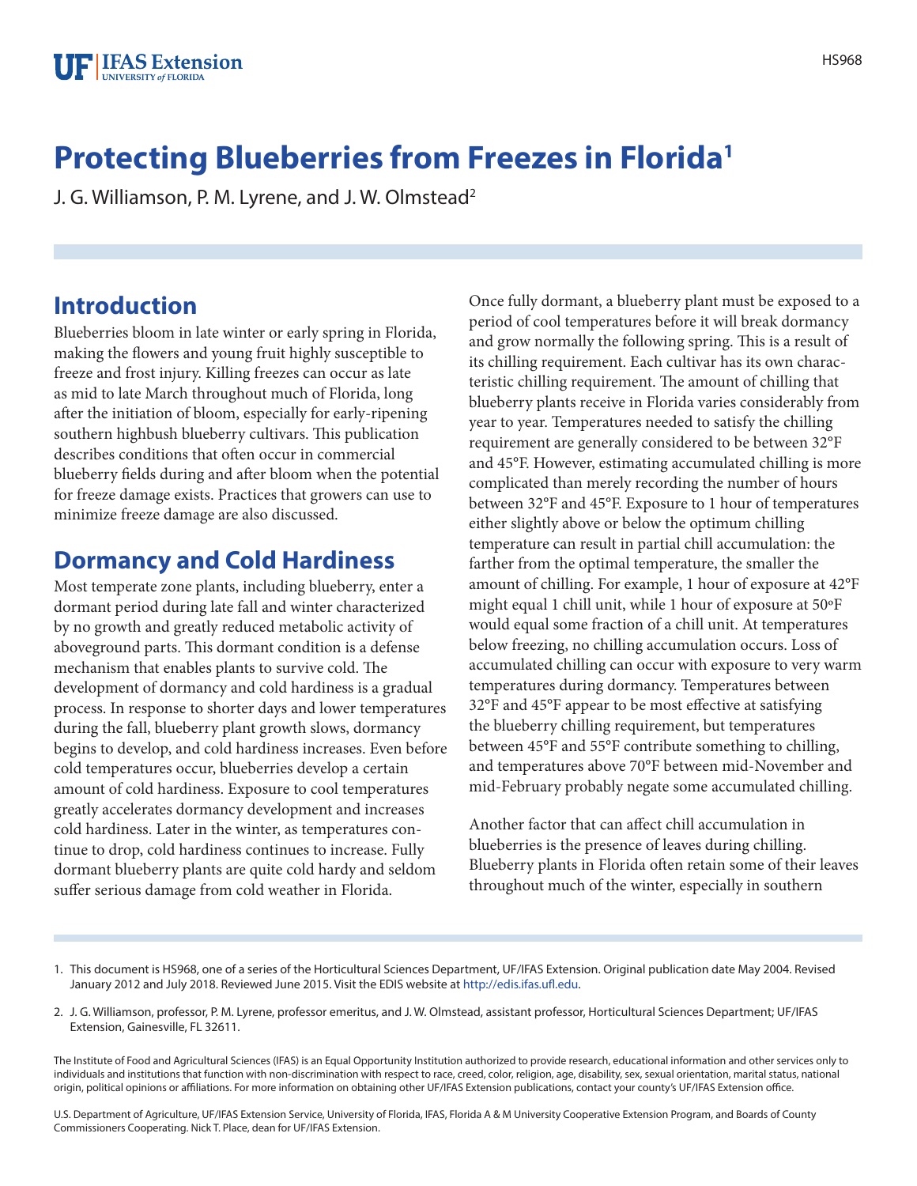# Protecting Blueberries from Freezes in Florida[1]

J. G. Williamson, P. M. Lyrene, and J. W. Olmstead[2]

## Introduction

Blueberries bloom in late winter or early spring in Florida, making the flowers and young fruit highly susceptible to freeze and frost injury. Killing freezes can occur as late as mid to late March throughout much of Florida, long after the initiation of bloom, especially for early-ripening southern highbush blueberry cultivars. This publication describes conditions that often occur in commercial blueberry fields during and after bloom when the potential for freeze damage exists. Practices that growers can use to minimize freeze damage are also discussed.

## Dormancy and Cold Hardiness

Most temperate zone plants, including blueberry, enter a dormant period during late fall and winter characterized by no growth and greatly reduced metabolic activity of aboveground parts. This dormant condition is a defense mechanism that enables plants to survive cold. The development of dormancy and cold hardiness is a gradual process. In response to shorter days and lower temperatures during the fall, blueberry plant growth slows, dormancy begins to develop, and cold hardiness increases. Even before cold temperatures occur, blueberries develop a certain amount of cold hardiness. Exposure to cool temperatures greatly accelerates dormancy development and increases cold hardiness. Later in the winter, as temperatures continue to drop, cold hardiness continues to increase. Fully dormant blueberry plants are quite cold hardy and seldom suffer serious damage from cold weather in Florida.

Once fully dormant, a blueberry plant must be exposed to a period of cool temperatures before it will break dormancy and grow normally the following spring. This is a result of its chilling requirement. Each cultivar has its own characteristic chilling requirement. The amount of chilling that blueberry plants receive in Florida varies considerably from year to year. Temperatures needed to satisfy the chilling requirement are generally considered to be between 32°F and 45°F. However, estimating accumulated chilling is more complicated than merely recording the number of hours between 32°F and 45°F. Exposure to 1 hour of temperatures either slightly above or below the optimum chilling temperature can result in partial chill accumulation: the farther from the optimal temperature, the smaller the amount of chilling. For example, 1 hour of exposure at 42°F might equal 1 chill unit, while 1 hour of exposure at 50°F would equal some fraction of a chill unit. At temperatures below freezing, no chilling accumulation occurs. Loss of accumulated chilling can occur with exposure to very warm temperatures during dormancy. Temperatures between 32°F and 45°F appear to be most effective at satisfying the blueberry chilling requirement, but temperatures between 45°F and 55°F contribute something to chilling, and temperatures above 70°F between mid-November and mid-February probably negate some accumulated chilling.

Another factor that can affect chill accumulation in blueberries is the presence of leaves during chilling. Blueberry plants in Florida often retain some of their leaves throughout much of the winter, especially in southern

---

1. This document is HS968, one of a series of the Horticultural Sciences Department, UF/IFAS Extension. Original publication date May 2004. Revised January 2012 and July 2018. Reviewed June 2015. Visit the EDIS website at http://edis.ifas.ufl.edu.

2. J. G. Williamson, professor, P. M. Lyrene, professor emeritus, and J. W. Olmstead, assistant professor, Horticultural Sciences Department; UF/IFAS Extension, Gainesville, FL 32611.

The Institute of Food and Agricultural Sciences (IFAS) is an Equal Opportunity Institution authorized to provide research, educational information and other services only to individuals and institutions that function with non-discrimination with respect to race, creed, color, religion, age, disability, sex, sexual orientation, marital status, national origin, political opinions or affiliations. For more information on obtaining other UF/IFAS Extension publications, contact your county's UF/IFAS Extension office.

U.S. Department of Agriculture, UF/IFAS Extension Service, University of Florida, IFAS, Florida A & M University Cooperative Extension Program, and Boards of County Commissioners Cooperating. Nick T. Place, dean for UF/IFAS Extension.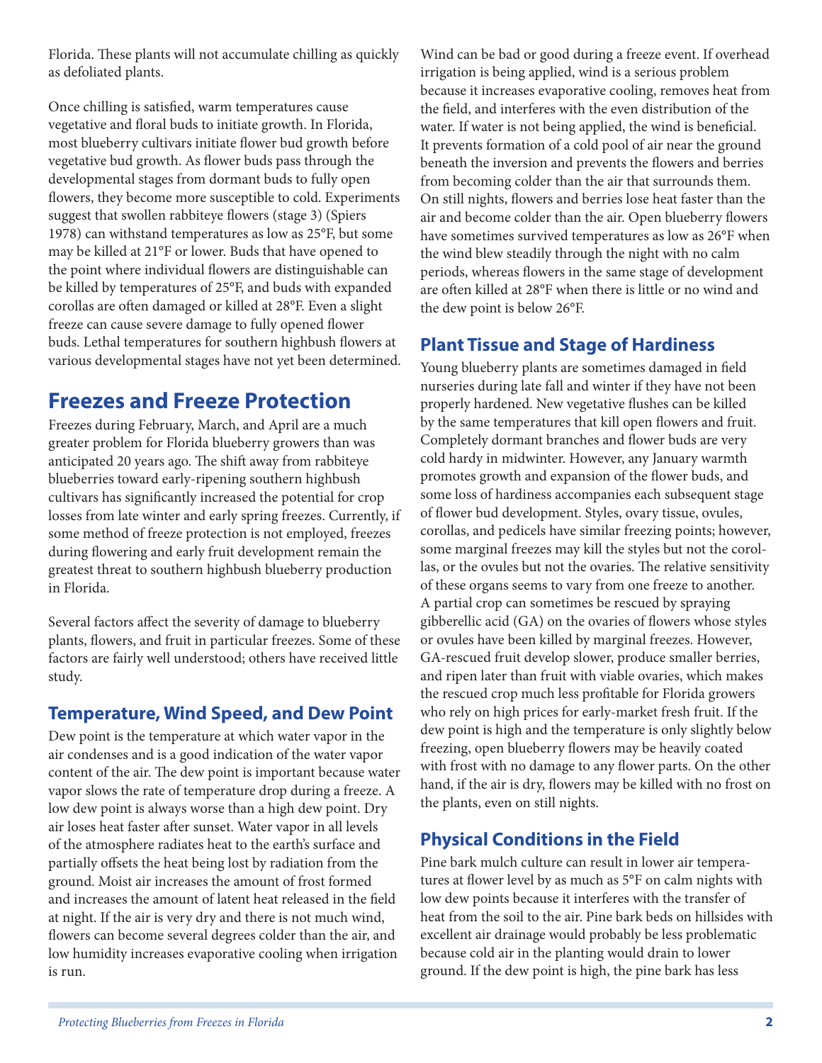Florida. These plants will not accumulate chilling as quickly as defoliated plants.

Once chilling is satisfied, warm temperatures cause vegetative and floral buds to initiate growth. In Florida, most blueberry cultivars initiate flower bud growth before vegetative bud growth. As flower buds pass through the developmental stages from dormant buds to fully open flowers, they become more susceptible to cold. Experiments suggest that swollen rabbiteye flowers (stage 3) (Spiers 1978) can withstand temperatures as low as 25°F, but some may be killed at 21°F or lower. Buds that have opened to the point where individual flowers are distinguishable can be killed by temperatures of 25°F, and buds with expanded corollas are often damaged or killed at 28°F. Even a slight freeze can cause severe damage to fully opened flower buds. Lethal temperatures for southern highbush flowers at various developmental stages have not yet been determined.

## Freezes and Freeze Protection

Freezes during February, March, and April are a much greater problem for Florida blueberry growers than was anticipated 20 years ago. The shift away from rabbiteye blueberries toward early-ripening southern highbush cultivars has significantly increased the potential for crop losses from late winter and early spring freezes. Currently, if some method of freeze protection is not employed, freezes during flowering and early fruit development remain the greatest threat to southern highbush blueberry production in Florida.

Several factors affect the severity of damage to blueberry plants, flowers, and fruit in particular freezes. Some of these factors are fairly well understood; others have received little study.

### Temperature, Wind Speed, and Dew Point

Dew point is the temperature at which water vapor in the air condenses and is a good indication of the water vapor content of the air. The dew point is important because water vapor slows the rate of temperature drop during a freeze. A low dew point is always worse than a high dew point. Dry air loses heat faster after sunset. Water vapor in all levels of the atmosphere radiates heat to the earth's surface and partially offsets the heat being lost by radiation from the ground. Moist air increases the amount of frost formed and increases the amount of latent heat released in the field at night. If the air is very dry and there is not much wind, flowers can become several degrees colder than the air, and low humidity increases evaporative cooling when irrigation is run.

Wind can be bad or good during a freeze event. If overhead irrigation is being applied, wind is a serious problem because it increases evaporative cooling, removes heat from the field, and interferes with the even distribution of the water. If water is not being applied, the wind is beneficial. It prevents formation of a cold pool of air near the ground beneath the inversion and prevents the flowers and berries from becoming colder than the air that surrounds them. On still nights, flowers and berries lose heat faster than the air and become colder than the air. Open blueberry flowers have sometimes survived temperatures as low as 26°F when the wind blew steadily through the night with no calm periods, whereas flowers in the same stage of development are often killed at 28°F when there is little or no wind and the dew point is below 26°F.

### Plant Tissue and Stage of Hardiness

Young blueberry plants are sometimes damaged in field nurseries during late fall and winter if they have not been properly hardened. New vegetative flushes can be killed by the same temperatures that kill open flowers and fruit. Completely dormant branches and flower buds are very cold hardy in midwinter. However, any January warmth promotes growth and expansion of the flower buds, and some loss of hardiness accompanies each subsequent stage of flower bud development. Styles, ovary tissue, ovules, corollas, and pedicels have similar freezing points; however, some marginal freezes may kill the styles but not the corollas, or the ovules but not the ovaries. The relative sensitivity of these organs seems to vary from one freeze to another. A partial crop can sometimes be rescued by spraying gibberellic acid (GA) on the ovaries of flowers whose styles or ovules have been killed by marginal freezes. However, GA-rescued fruit develop slower, produce smaller berries, and ripen later than fruit with viable ovaries, which makes the rescued crop much less profitable for Florida growers who rely on high prices for early-market fresh fruit. If the dew point is high and the temperature is only slightly below freezing, open blueberry flowers may be heavily coated with frost with no damage to any flower parts. On the other hand, if the air is dry, flowers may be killed with no frost on the plants, even on still nights.

### Physical Conditions in the Field

Pine bark mulch culture can result in lower air temperatures at flower level by as much as 5°F on calm nights with low dew points because it interferes with the transfer of heat from the soil to the air. Pine bark beds on hillsides with excellent air drainage would probably be less problematic because cold air in the planting would drain to lower ground. If the dew point is high, the pine bark has less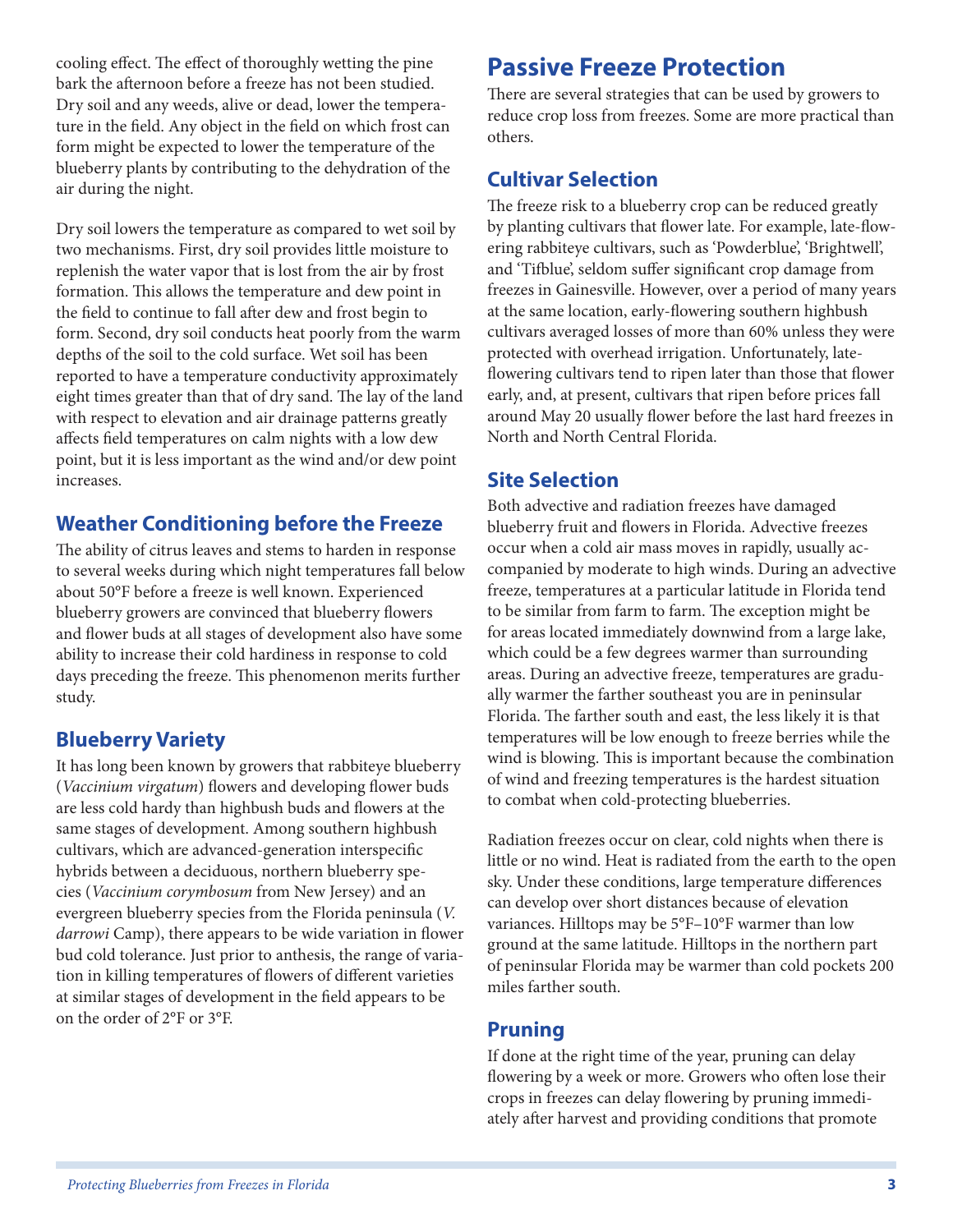cooling effect. The effect of thoroughly wetting the pine bark the afternoon before a freeze has not been studied. Dry soil and any weeds, alive or dead, lower the temperature in the field. Any object in the field on which frost can form might be expected to lower the temperature of the blueberry plants by contributing to the dehydration of the air during the night.

Dry soil lowers the temperature as compared to wet soil by two mechanisms. First, dry soil provides little moisture to replenish the water vapor that is lost from the air by frost formation. This allows the temperature and dew point in the field to continue to fall after dew and frost begin to form. Second, dry soil conducts heat poorly from the warm depths of the soil to the cold surface. Wet soil has been reported to have a temperature conductivity approximately eight times greater than that of dry sand. The lay of the land with respect to elevation and air drainage patterns greatly affects field temperatures on calm nights with a low dew point, but it is less important as the wind and/or dew point increases.

### Weather Conditioning before the Freeze

The ability of citrus leaves and stems to harden in response to several weeks during which night temperatures fall below about 50°F before a freeze is well known. Experienced blueberry growers are convinced that blueberry flowers and flower buds at all stages of development also have some ability to increase their cold hardiness in response to cold days preceding the freeze. This phenomenon merits further study.

### Blueberry Variety

It has long been known by growers that rabbiteye blueberry (*Vaccinium virgatum*) flowers and developing flower buds are less cold hardy than highbush buds and flowers at the same stages of development. Among southern highbush cultivars, which are advanced-generation interspecific hybrids between a deciduous, northern blueberry species (*Vaccinium corymbosum* from New Jersey) and an evergreen blueberry species from the Florida peninsula (*V. darrowi* Camp), there appears to be wide variation in flower bud cold tolerance. Just prior to anthesis, the range of variation in killing temperatures of flowers of different varieties at similar stages of development in the field appears to be on the order of 2°F or 3°F.

## Passive Freeze Protection

There are several strategies that can be used by growers to reduce crop loss from freezes. Some are more practical than others.

### Cultivar Selection

The freeze risk to a blueberry crop can be reduced greatly by planting cultivars that flower late. For example, late-flowering rabbiteye cultivars, such as 'Powderblue', 'Brightwell', and 'Tifblue', seldom suffer significant crop damage from freezes in Gainesville. However, over a period of many years at the same location, early-flowering southern highbush cultivars averaged losses of more than 60% unless they were protected with overhead irrigation. Unfortunately, late-flowering cultivars tend to ripen later than those that flower early, and, at present, cultivars that ripen before prices fall around May 20 usually flower before the last hard freezes in North and North Central Florida.

### Site Selection

Both advective and radiation freezes have damaged blueberry fruit and flowers in Florida. Advective freezes occur when a cold air mass moves in rapidly, usually accompanied by moderate to high winds. During an advective freeze, temperatures at a particular latitude in Florida tend to be similar from farm to farm. The exception might be for areas located immediately downwind from a large lake, which could be a few degrees warmer than surrounding areas. During an advective freeze, temperatures are gradually warmer the farther southeast you are in peninsular Florida. The farther south and east, the less likely it is that temperatures will be low enough to freeze berries while the wind is blowing. This is important because the combination of wind and freezing temperatures is the hardest situation to combat when cold-protecting blueberries.

Radiation freezes occur on clear, cold nights when there is little or no wind. Heat is radiated from the earth to the open sky. Under these conditions, large temperature differences can develop over short distances because of elevation variances. Hilltops may be 5°F–10°F warmer than low ground at the same latitude. Hilltops in the northern part of peninsular Florida may be warmer than cold pockets 200 miles farther south.

### Pruning

If done at the right time of the year, pruning can delay flowering by a week or more. Growers who often lose their crops in freezes can delay flowering by pruning immediately after harvest and providing conditions that promote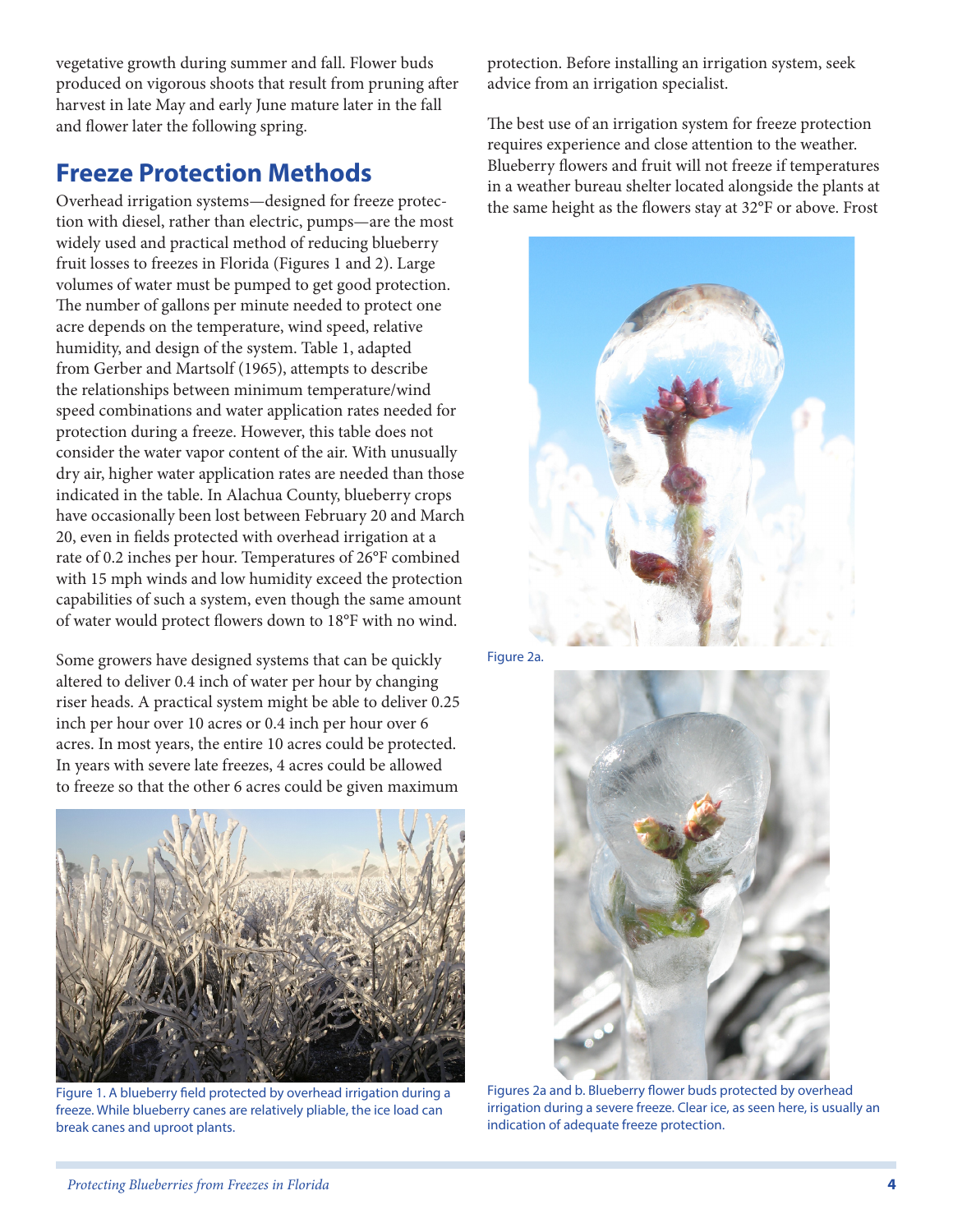vegetative growth during summer and fall. Flower buds produced on vigorous shoots that result from pruning after harvest in late May and early June mature later in the fall and flower later the following spring.

## Freeze Protection Methods

Overhead irrigation systems—designed for freeze protection with diesel, rather than electric, pumps—are the most widely used and practical method of reducing blueberry fruit losses to freezes in Florida (Figures 1 and 2). Large volumes of water must be pumped to get good protection. The number of gallons per minute needed to protect one acre depends on the temperature, wind speed, relative humidity, and design of the system. Table 1, adapted from Gerber and Martsolf (1965), attempts to describe the relationships between minimum temperature/wind speed combinations and water application rates needed for protection during a freeze. However, this table does not consider the water vapor content of the air. With unusually dry air, higher water application rates are needed than those indicated in the table. In Alachua County, blueberry crops have occasionally been lost between February 20 and March 20, even in fields protected with overhead irrigation at a rate of 0.2 inches per hour. Temperatures of 26°F combined with 15 mph winds and low humidity exceed the protection capabilities of such a system, even though the same amount of water would protect flowers down to 18°F with no wind.

Some growers have designed systems that can be quickly altered to deliver 0.4 inch of water per hour by changing riser heads. A practical system might be able to deliver 0.25 inch per hour over 10 acres or 0.4 inch per hour over 6 acres. In most years, the entire 10 acres could be protected. In years with severe late freezes, 4 acres could be allowed to freeze so that the other 6 acres could be given maximum protection. Before installing an irrigation system, seek advice from an irrigation specialist.

Figure 1. A blueberry field protected by overhead irrigation during a freeze. While blueberry canes are relatively pliable, the ice load can break canes and uproot plants.

The best use of an irrigation system for freeze protection requires experience and close attention to the weather. Blueberry flowers and fruit will not freeze if temperatures in a weather bureau shelter located alongside the plants at the same height as the flowers stay at 32°F or above. Frost

Figure 2a.

Figures 2a and b. Blueberry flower buds protected by overhead irrigation during a severe freeze. Clear ice, as seen here, is usually an indication of adequate freeze protection.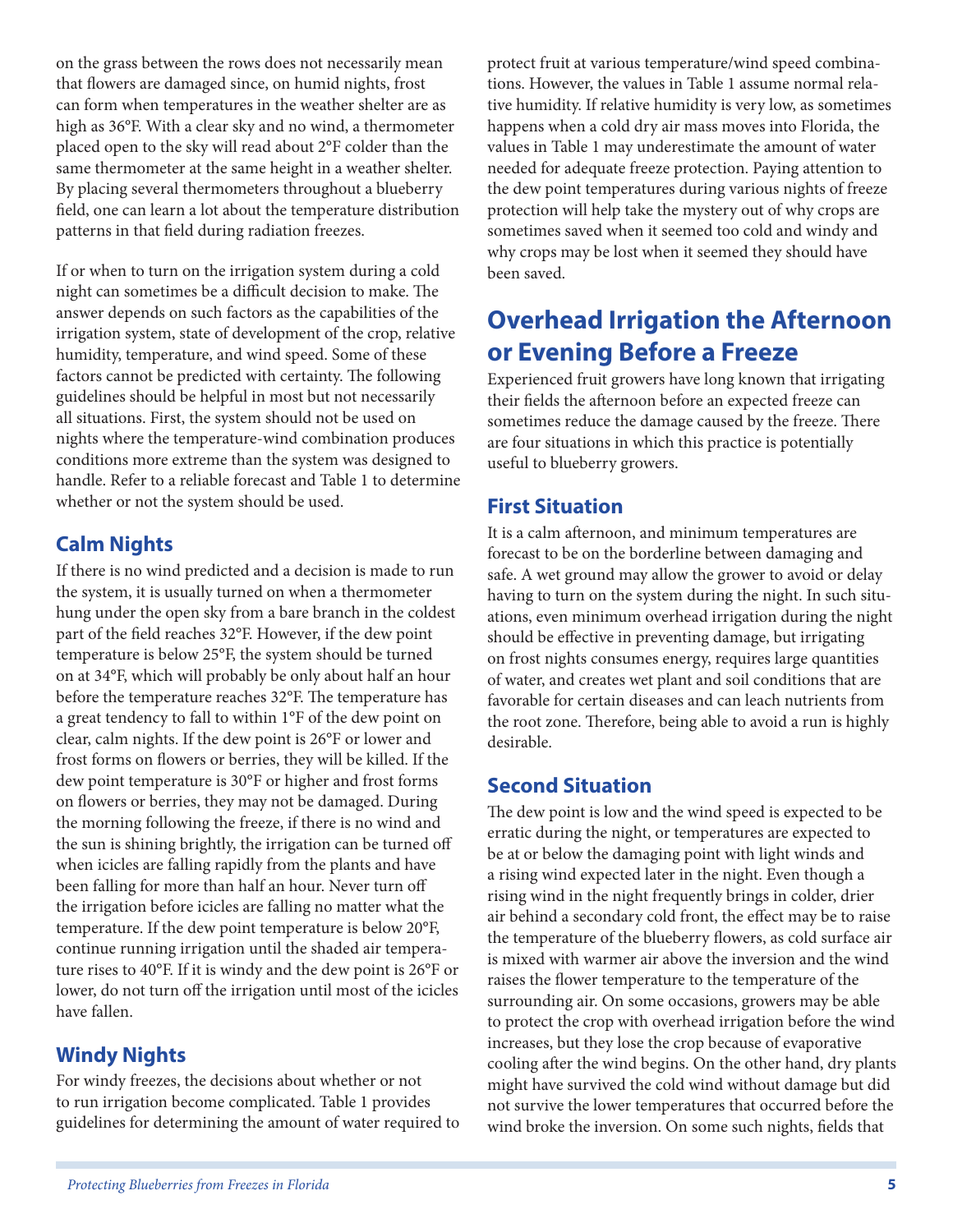on the grass between the rows does not necessarily mean that flowers are damaged since, on humid nights, frost can form when temperatures in the weather shelter are as high as 36°F. With a clear sky and no wind, a thermometer placed open to the sky will read about 2°F colder than the same thermometer at the same height in a weather shelter. By placing several thermometers throughout a blueberry field, one can learn a lot about the temperature distribution patterns in that field during radiation freezes.

If or when to turn on the irrigation system during a cold night can sometimes be a difficult decision to make. The answer depends on such factors as the capabilities of the irrigation system, state of development of the crop, relative humidity, temperature, and wind speed. Some of these factors cannot be predicted with certainty. The following guidelines should be helpful in most but not necessarily all situations. First, the system should not be used on nights where the temperature-wind combination produces conditions more extreme than the system was designed to handle. Refer to a reliable forecast and Table 1 to determine whether or not the system should be used.

### Calm Nights

If there is no wind predicted and a decision is made to run the system, it is usually turned on when a thermometer hung under the open sky from a bare branch in the coldest part of the field reaches 32°F. However, if the dew point temperature is below 25°F, the system should be turned on at 34°F, which will probably be only about half an hour before the temperature reaches 32°F. The temperature has a great tendency to fall to within 1°F of the dew point on clear, calm nights. If the dew point is 26°F or lower and frost forms on flowers or berries, they will be killed. If the dew point temperature is 30°F or higher and frost forms on flowers or berries, they may not be damaged. During the morning following the freeze, if there is no wind and the sun is shining brightly, the irrigation can be turned off when icicles are falling rapidly from the plants and have been falling for more than half an hour. Never turn off the irrigation before icicles are falling no matter what the temperature. If the dew point temperature is below 20°F, continue running irrigation until the shaded air temperature rises to 40°F. If it is windy and the dew point is 26°F or lower, do not turn off the irrigation until most of the icicles have fallen.

### Windy Nights

For windy freezes, the decisions about whether or not to run irrigation become complicated. Table 1 provides guidelines for determining the amount of water required to protect fruit at various temperature/wind speed combinations. However, the values in Table 1 assume normal relative humidity. If relative humidity is very low, as sometimes happens when a cold dry air mass moves into Florida, the values in Table 1 may underestimate the amount of water needed for adequate freeze protection. Paying attention to the dew point temperatures during various nights of freeze protection will help take the mystery out of why crops are sometimes saved when it seemed too cold and windy and why crops may be lost when it seemed they should have been saved.

## Overhead Irrigation the Afternoon or Evening Before a Freeze

Experienced fruit growers have long known that irrigating their fields the afternoon before an expected freeze can sometimes reduce the damage caused by the freeze. There are four situations in which this practice is potentially useful to blueberry growers.

### First Situation

It is a calm afternoon, and minimum temperatures are forecast to be on the borderline between damaging and safe. A wet ground may allow the grower to avoid or delay having to turn on the system during the night. In such situations, even minimum overhead irrigation during the night should be effective in preventing damage, but irrigating on frost nights consumes energy, requires large quantities of water, and creates wet plant and soil conditions that are favorable for certain diseases and can leach nutrients from the root zone. Therefore, being able to avoid a run is highly desirable.

### Second Situation

The dew point is low and the wind speed is expected to be erratic during the night, or temperatures are expected to be at or below the damaging point with light winds and a rising wind expected later in the night. Even though a rising wind in the night frequently brings in colder, drier air behind a secondary cold front, the effect may be to raise the temperature of the blueberry flowers, as cold surface air is mixed with warmer air above the inversion and the wind raises the flower temperature to the temperature of the surrounding air. On some occasions, growers may be able to protect the crop with overhead irrigation before the wind increases, but they lose the crop because of evaporative cooling after the wind begins. On the other hand, dry plants might have survived the cold wind without damage but did not survive the lower temperatures that occurred before the wind broke the inversion. On some such nights, fields that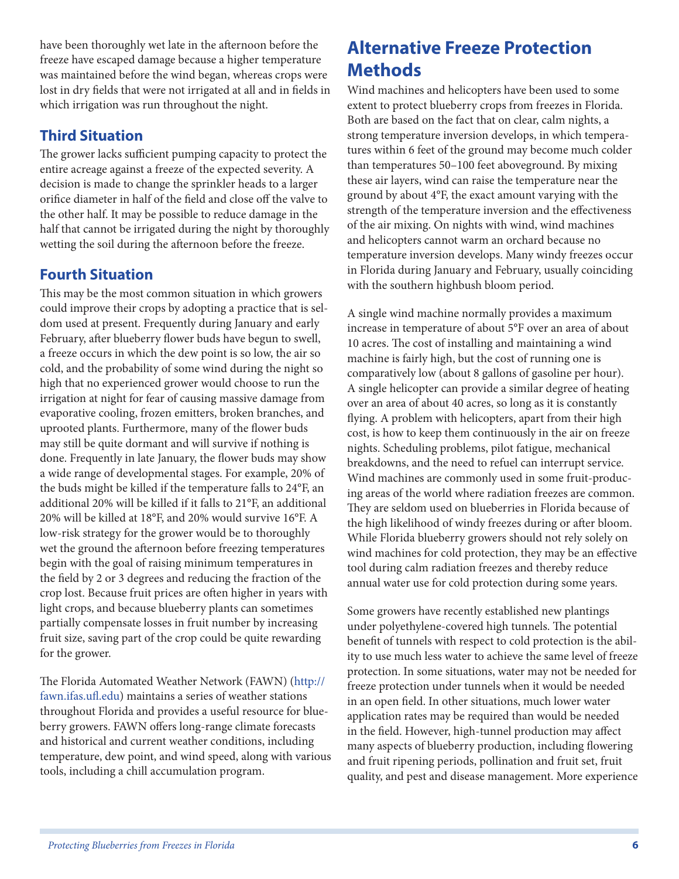have been thoroughly wet late in the afternoon before the freeze have escaped damage because a higher temperature was maintained before the wind began, whereas crops were lost in dry fields that were not irrigated at all and in fields in which irrigation was run throughout the night.

### Third Situation

The grower lacks sufficient pumping capacity to protect the entire acreage against a freeze of the expected severity. A decision is made to change the sprinkler heads to a larger orifice diameter in half of the field and close off the valve to the other half. It may be possible to reduce damage in the half that cannot be irrigated during the night by thoroughly wetting the soil during the afternoon before the freeze.

### Fourth Situation

This may be the most common situation in which growers could improve their crops by adopting a practice that is seldom used at present. Frequently during January and early February, after blueberry flower buds have begun to swell, a freeze occurs in which the dew point is so low, the air so cold, and the probability of some wind during the night so high that no experienced grower would choose to run the irrigation at night for fear of causing massive damage from evaporative cooling, frozen emitters, broken branches, and uprooted plants. Furthermore, many of the flower buds may still be quite dormant and will survive if nothing is done. Frequently in late January, the flower buds may show a wide range of developmental stages. For example, 20% of the buds might be killed if the temperature falls to 24°F, an additional 20% will be killed if it falls to 21°F, an additional 20% will be killed at 18°F, and 20% would survive 16°F. A low-risk strategy for the grower would be to thoroughly wet the ground the afternoon before freezing temperatures begin with the goal of raising minimum temperatures in the field by 2 or 3 degrees and reducing the fraction of the crop lost. Because fruit prices are often higher in years with light crops, and because blueberry plants can sometimes partially compensate losses in fruit number by increasing fruit size, saving part of the crop could be quite rewarding for the grower.

The Florida Automated Weather Network (FAWN) (http://fawn.ifas.ufl.edu) maintains a series of weather stations throughout Florida and provides a useful resource for blueberry growers. FAWN offers long-range climate forecasts and historical and current weather conditions, including temperature, dew point, and wind speed, along with various tools, including a chill accumulation program.

## Alternative Freeze Protection Methods

Wind machines and helicopters have been used to some extent to protect blueberry crops from freezes in Florida. Both are based on the fact that on clear, calm nights, a strong temperature inversion develops, in which temperatures within 6 feet of the ground may become much colder than temperatures 50–100 feet aboveground. By mixing these air layers, wind can raise the temperature near the ground by about 4°F, the exact amount varying with the strength of the temperature inversion and the effectiveness of the air mixing. On nights with wind, wind machines and helicopters cannot warm an orchard because no temperature inversion develops. Many windy freezes occur in Florida during January and February, usually coinciding with the southern highbush bloom period.

A single wind machine normally provides a maximum increase in temperature of about 5°F over an area of about 10 acres. The cost of installing and maintaining a wind machine is fairly high, but the cost of running one is comparatively low (about 8 gallons of gasoline per hour). A single helicopter can provide a similar degree of heating over an area of about 40 acres, so long as it is constantly flying. A problem with helicopters, apart from their high cost, is how to keep them continuously in the air on freeze nights. Scheduling problems, pilot fatigue, mechanical breakdowns, and the need to refuel can interrupt service. Wind machines are commonly used in some fruit-producing areas of the world where radiation freezes are common. They are seldom used on blueberries in Florida because of the high likelihood of windy freezes during or after bloom. While Florida blueberry growers should not rely solely on wind machines for cold protection, they may be an effective tool during calm radiation freezes and thereby reduce annual water use for cold protection during some years.

Some growers have recently established new plantings under polyethylene-covered high tunnels. The potential benefit of tunnels with respect to cold protection is the ability to use much less water to achieve the same level of freeze protection. In some situations, water may not be needed for freeze protection under tunnels when it would be needed in an open field. In other situations, much lower water application rates may be required than would be needed in the field. However, high-tunnel production may affect many aspects of blueberry production, including flowering and fruit ripening periods, pollination and fruit set, fruit quality, and pest and disease management. More experience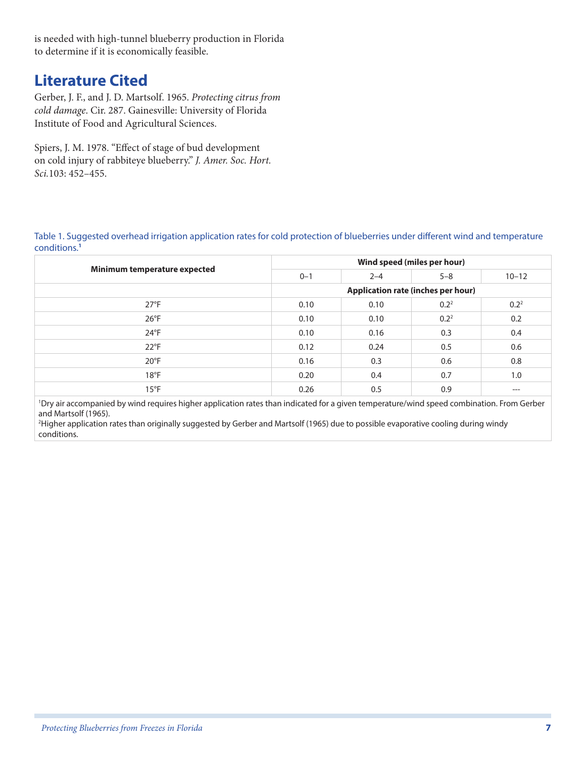is needed with high-tunnel blueberry production in Florida to determine if it is economically feasible.

## Literature Cited

Gerber, J. F., and J. D. Martsolf. 1965. *Protecting citrus from cold damage*. Cir. 287. Gainesville: University of Florida Institute of Food and Agricultural Sciences.

Spiers, J. M. 1978. "Effect of stage of bud development on cold injury of rabbiteye blueberry." *J. Amer. Soc. Hort. Sci.*103: 452–455.

Table 1. Suggested overhead irrigation application rates for cold protection of blueberries under different wind and temperature conditions.[1]

| Minimum temperature expected | Wind speed (miles per hour) | | | |
|---|---|---|---|---|
| | 0–1 | 2–4 | 5–8 | 10–12 |
| | Application rate (inches per hour) | | | |
| 27°F | 0.10 | 0.10 | 0.2[2] | 0.2[2] |
| 26°F | 0.10 | 0.10 | 0.2[2] | 0.2 |
| 24°F | 0.10 | 0.16 | 0.3 | 0.4 |
| 22°F | 0.12 | 0.24 | 0.5 | 0.6 |
| 20°F | 0.16 | 0.3 | 0.6 | 0.8 |
| 18°F | 0.20 | 0.4 | 0.7 | 1.0 |
| 15°F | 0.26 | 0.5 | 0.9 | --- |

[1]Dry air accompanied by wind requires higher application rates than indicated for a given temperature/wind speed combination. From Gerber and Martsolf (1965).

[2]Higher application rates than originally suggested by Gerber and Martsolf (1965) due to possible evaporative cooling during windy conditions.